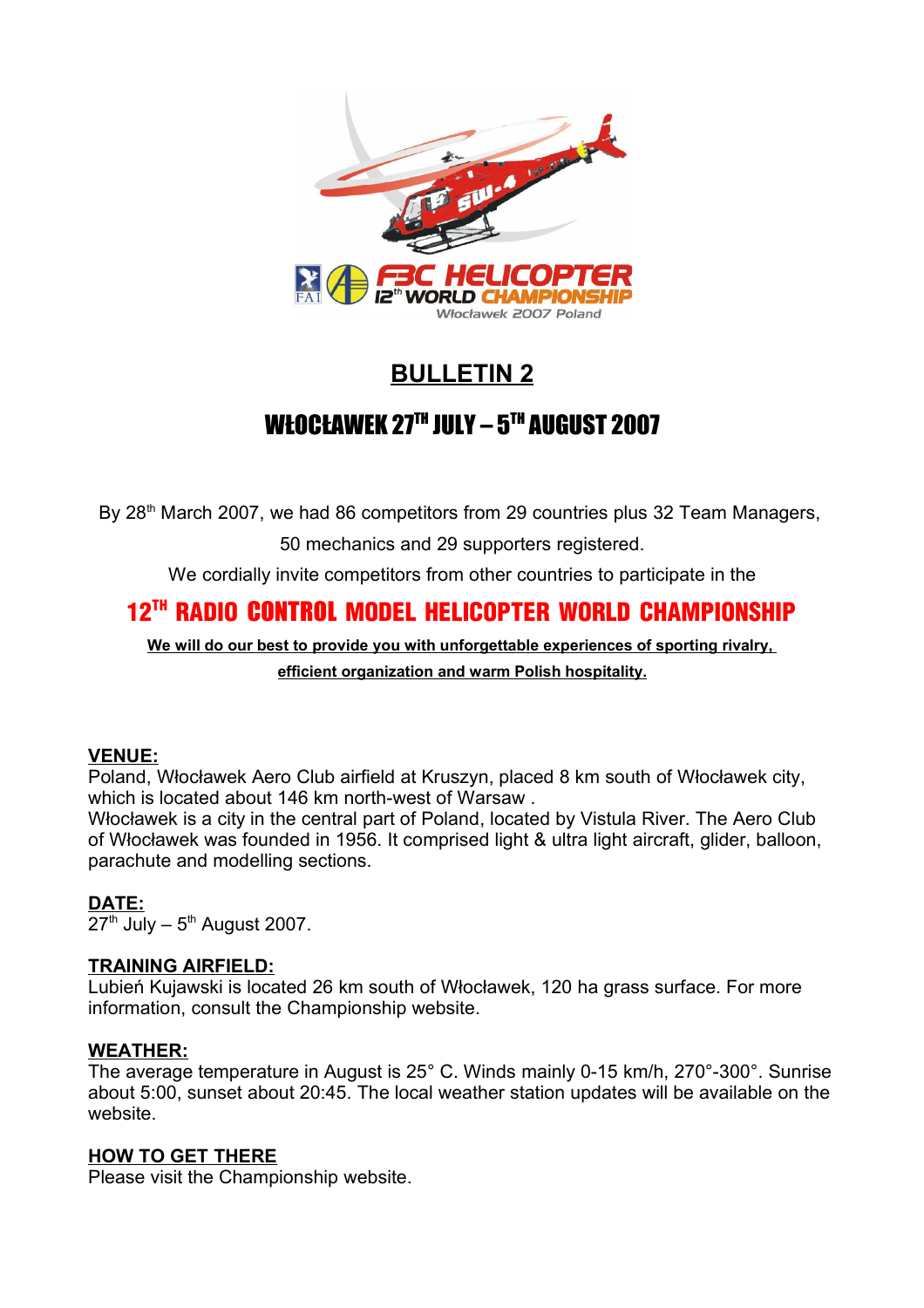F3C HELICOPTER
12th WORLD CHAMPIONSHIP
Włocławek 2007 Poland

# BULLETIN 2

## WŁOCŁAWEK 27TH JULY – 5TH AUGUST 2007

By 28th March 2007, we had 86 competitors from 29 countries plus 32 Team Managers, 50 mechanics and 29 supporters registered.

We cordially invite competitors from other countries to participate in the

## 12TH RADIO CONTROL MODEL HELICOPTER WORLD CHAMPIONSHIP

**We will do our best to provide you with unforgettable experiences of sporting rivalry, efficient organization and warm Polish hospitality.**

### VENUE:

Poland, Włocławek Aero Club airfield at Kruszyn, placed 8 km south of Włocławek city, which is located about 146 km north-west of Warsaw .

Włocławek is a city in the central part of Poland, located by Vistula River. The Aero Club of Włocławek was founded in 1956. It comprised light & ultra light aircraft, glider, balloon, parachute and modelling sections.

### DATE:

27th July – 5th August 2007.

### TRAINING AIRFIELD:

Lubień Kujawski is located 26 km south of Włocławek, 120 ha grass surface. For more information, consult the Championship website.

### WEATHER:

The average temperature in August is 25° C. Winds mainly 0-15 km/h, 270°-300°. Sunrise about 5:00, sunset about 20:45. The local weather station updates will be available on the website.

### HOW TO GET THERE

Please visit the Championship website.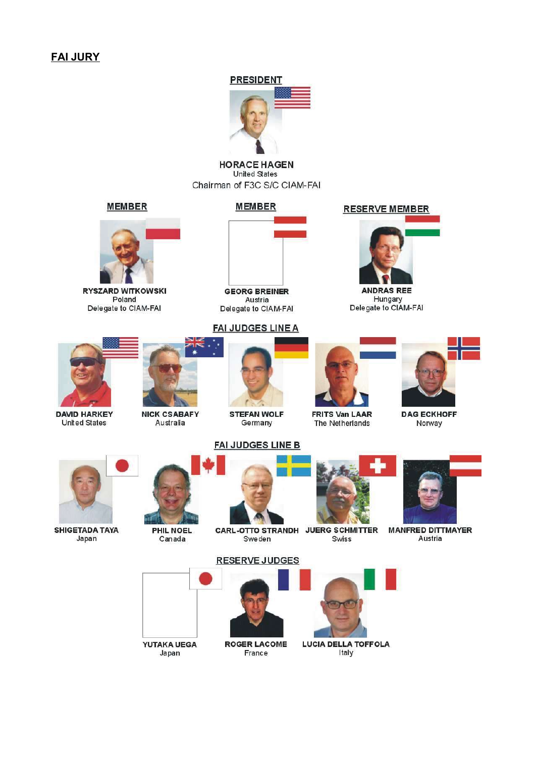# FAI JURY

## PRESIDENT

**HORACE HAGEN**
United States
Chairman of F3C S/C CIAM-FAI

## MEMBER

**RYSZARD WITKOWSKI**
Poland
Delegate to CIAM-FAI

## MEMBER

**GEORG BREINER**
Austria
Delegate to CIAM-FAI

## RESERVE MEMBER

**ANDRAS REE**
Hungary
Delegate to CIAM-FAI

## FAI JUDGES LINE A

**DAVID HARKEY**
United States

**NICK CSABAFY**
Australia

**STEFAN WOLF**
Germany

**FRITS Van LAAR**
The Netherlands

**DAG ECKHOFF**
Norway

## FAI JUDGES LINE B

**SHIGETADA TAYA**
Japan

**PHIL NOEL**
Canada

**CARL-OTTO STRANDH**
Sweden

**JUERG SCHMITTER**
Swiss

**MANFRED DITTMAYER**
Austria

## RESERVE JUDGES

**YUTAKA UEGA**
Japan

**ROGER LACOME**
France

**LUCIA DELLA TOFFOLA**
Italy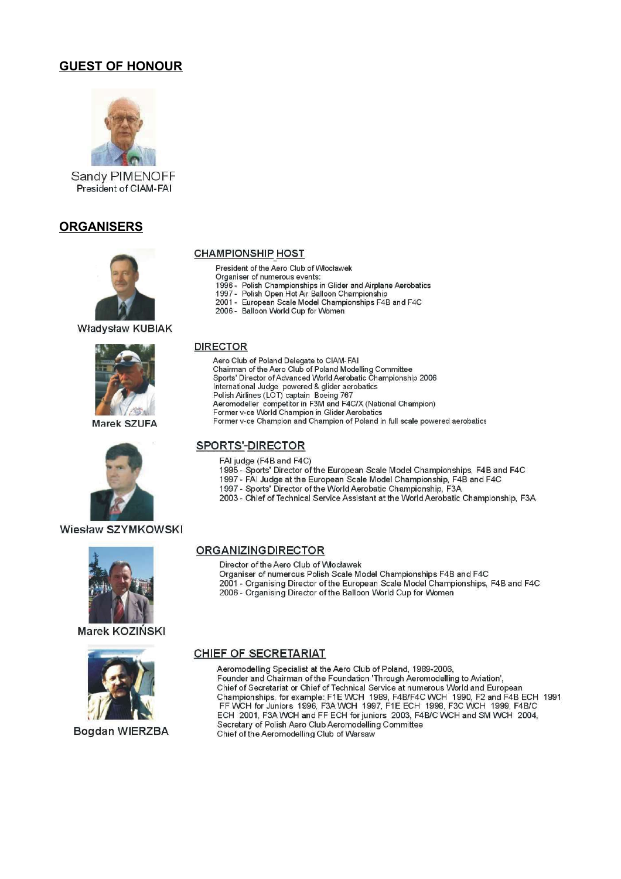## GUEST OF HONOUR

Sandy PIMENOFF
President of CIAM-FAI

## ORGANISERS

### CHAMPIONSHIP HOST

Władysław KUBIAK

President of the Aero Club of Włocławek
Organiser of numerous events:
1996 - Polish Championships in Glider and Airplane Aerobatics
1997 - Polish Open Hot Air Balloon Championship
2001 - European Scale Model Championships F4B and F4C
2006 - Balloon World Cup for Women

### DIRECTOR

Marek SZUFA

Aero Club of Poland Delegate to CIAM-FAI
Chairman of the Aero Club of Poland Modelling Committee
Sports' Director of Advanced World Aerobatic Championship 2006
International Judge powered & glider aerobatics
Polish Airlines (LOT) captain Boeing 767
Aeromodeller competitor in F3M and F4C/X (National Champion)
Former v-ce World Champion in Glider Aerobatics
Former v-ce Champion and Champion of Poland in full scale powered aerobatics

### SPORTS'-DIRECTOR

Wiesław SZYMKOWSKI

FAI judge (F4B and F4C)
1995 - Sports' Director of the European Scale Model Championships, F4B and F4C
1997 - FAI Judge at the European Scale Model Championship, F4B and F4C
1997 - Sports' Director of the World Aerobatic Championship, F3A
2003 - Chief of Technical Service Assistant at the World Aerobatic Championship, F3A

### ORGANIZINGDIRECTOR

Marek KOZIŃSKI

Director of the Aero Club of Włocławek
Organiser of numerous Polish Scale Model Championships F4B and F4C
2001 - Organising Director of the European Scale Model Championships, F4B and F4C
2006 - Organising Director of the Balloon World Cup for Women

### CHIEF OF SECRETARIAT

Bogdan WIERZBA

Aeromodelling Specialist at the Aero Club of Poland, 1989-2006,
Founder and Chairman of the Foundation 'Through Aeromodelling to Aviation',
Chief of Secretariat or Chief of Technical Service at numerous World and European Championships, for example: F1E WCH 1989, F4B/F4C WCH 1990, F2 and F4B ECH 1991 FF WCH for Juniors 1996, F3A WCH 1997, F1E ECH 1998, F3C WCH 1999, F4B/C ECH 2001, F3A WCH and FF ECH for juniors 2003, F4B/C WCH and SM WCH 2004,
Secretary of Polish Aero Club Aeromodelling Committee
Chief of the Aeromodelling Club of Warsaw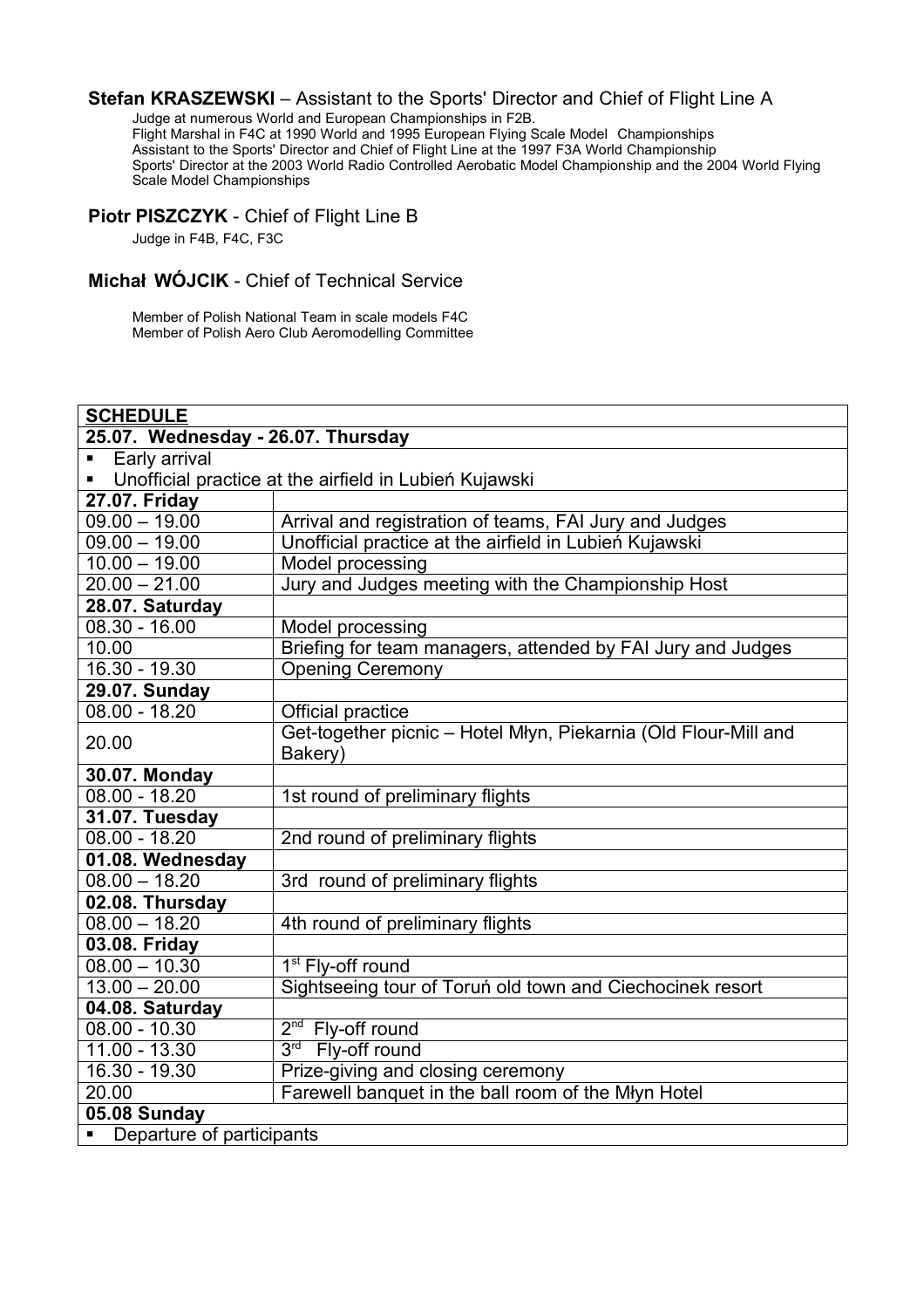**Stefan KRASZEWSKI** – Assistant to the Sports' Director and Chief of Flight Line A

Judge at numerous World and European Championships in F2B.
Flight Marshal in F4C at 1990 World and 1995 European Flying Scale Model Championships
Assistant to the Sports' Director and Chief of Flight Line at the 1997 F3A World Championship
Sports' Director at the 2003 World Radio Controlled Aerobatic Model Championship and the 2004 World Flying Scale Model Championships

**Piotr PISZCZYK** - Chief of Flight Line B

Judge in F4B, F4C, F3C

**Michał WÓJCIK** - Chief of Technical Service

Member of Polish National Team in scale models F4C
Member of Polish Aero Club Aeromodelling Committee

| **SCHEDULE** | |
|---|---|
| **25.07. Wednesday - 26.07. Thursday** | |
| ▪ Early arrival | |
| ▪ Unofficial practice at the airfield in Lubień Kujawski | |
| **27.07. Friday** | |
| 09.00 – 19.00 | Arrival and registration of teams, FAI Jury and Judges |
| 09.00 – 19.00 | Unofficial practice at the airfield in Lubień Kujawski |
| 10.00 – 19.00 | Model processing |
| 20.00 – 21.00 | Jury and Judges meeting with the Championship Host |
| **28.07. Saturday** | |
| 08.30 - 16.00 | Model processing |
| 10.00 | Briefing for team managers, attended by FAI Jury and Judges |
| 16.30 - 19.30 | Opening Ceremony |
| **29.07. Sunday** | |
| 08.00 - 18.20 | Official practice |
| 20.00 | Get-together picnic – Hotel Młyn, Piekarnia (Old Flour-Mill and Bakery) |
| **30.07. Monday** | |
| 08.00 - 18.20 | 1st round of preliminary flights |
| **31.07. Tuesday** | |
| 08.00 - 18.20 | 2nd round of preliminary flights |
| **01.08. Wednesday** | |
| 08.00 – 18.20 | 3rd round of preliminary flights |
| **02.08. Thursday** | |
| 08.00 – 18.20 | 4th round of preliminary flights |
| **03.08. Friday** | |
| 08.00 – 10.30 | 1st Fly-off round |
| 13.00 – 20.00 | Sightseeing tour of Toruń old town and Ciechocinek resort |
| **04.08. Saturday** | |
| 08.00 - 10.30 | 2nd Fly-off round |
| 11.00 - 13.30 | 3rd Fly-off round |
| 16.30 - 19.30 | Prize-giving and closing ceremony |
| 20.00 | Farewell banquet in the ball room of the Młyn Hotel |
| **05.08 Sunday** | |
| ▪ Departure of participants | |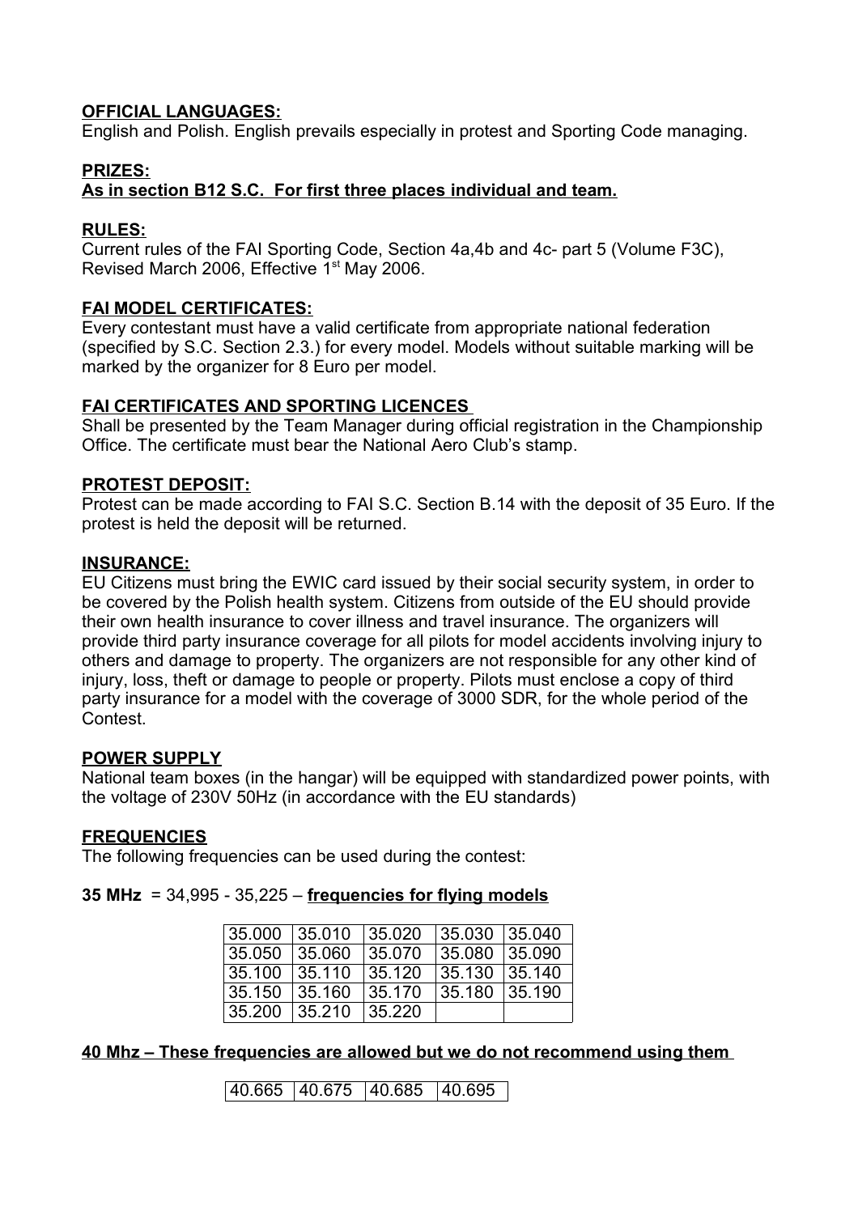**OFFICIAL LANGUAGES:**

English and Polish. English prevails especially in protest and Sporting Code managing.

**PRIZES:**

**As in section B12 S.C. For first three places individual and team.**

**RULES:**

Current rules of the FAI Sporting Code, Section 4a,4b and 4c- part 5 (Volume F3C), Revised March 2006, Effective 1st May 2006.

**FAI MODEL CERTIFICATES:**

Every contestant must have a valid certificate from appropriate national federation (specified by S.C. Section 2.3.) for every model. Models without suitable marking will be marked by the organizer for 8 Euro per model.

**FAI CERTIFICATES AND SPORTING LICENCES**

Shall be presented by the Team Manager during official registration in the Championship Office. The certificate must bear the National Aero Club's stamp.

**PROTEST DEPOSIT:**

Protest can be made according to FAI S.C. Section B.14 with the deposit of 35 Euro. If the protest is held the deposit will be returned.

**INSURANCE:**

EU Citizens must bring the EWIC card issued by their social security system, in order to be covered by the Polish health system. Citizens from outside of the EU should provide their own health insurance to cover illness and travel insurance. The organizers will provide third party insurance coverage for all pilots for model accidents involving injury to others and damage to property. The organizers are not responsible for any other kind of injury, loss, theft or damage to people or property. Pilots must enclose a copy of third party insurance for a model with the coverage of 3000 SDR, for the whole period of the Contest.

**POWER SUPPLY**

National team boxes (in the hangar) will be equipped with standardized power points, with the voltage of 230V 50Hz (in accordance with the EU standards)

**FREQUENCIES**

The following frequencies can be used during the contest:

**35 MHz** = 34,995 - 35,225 – **frequencies for flying models**

| | | | | |
|---|---|---|---|---|
| 35.000 | 35.010 | 35.020 | 35.030 | 35.040 |
| 35.050 | 35.060 | 35.070 | 35.080 | 35.090 |
| 35.100 | 35.110 | 35.120 | 35.130 | 35.140 |
| 35.150 | 35.160 | 35.170 | 35.180 | 35.190 |
| 35.200 | 35.210 | 35.220 | | |

**40 Mhz – These frequencies are allowed but we do not recommend using them**

| | | | |
|---|---|---|---|
| 40.665 | 40.675 | 40.685 | 40.695 |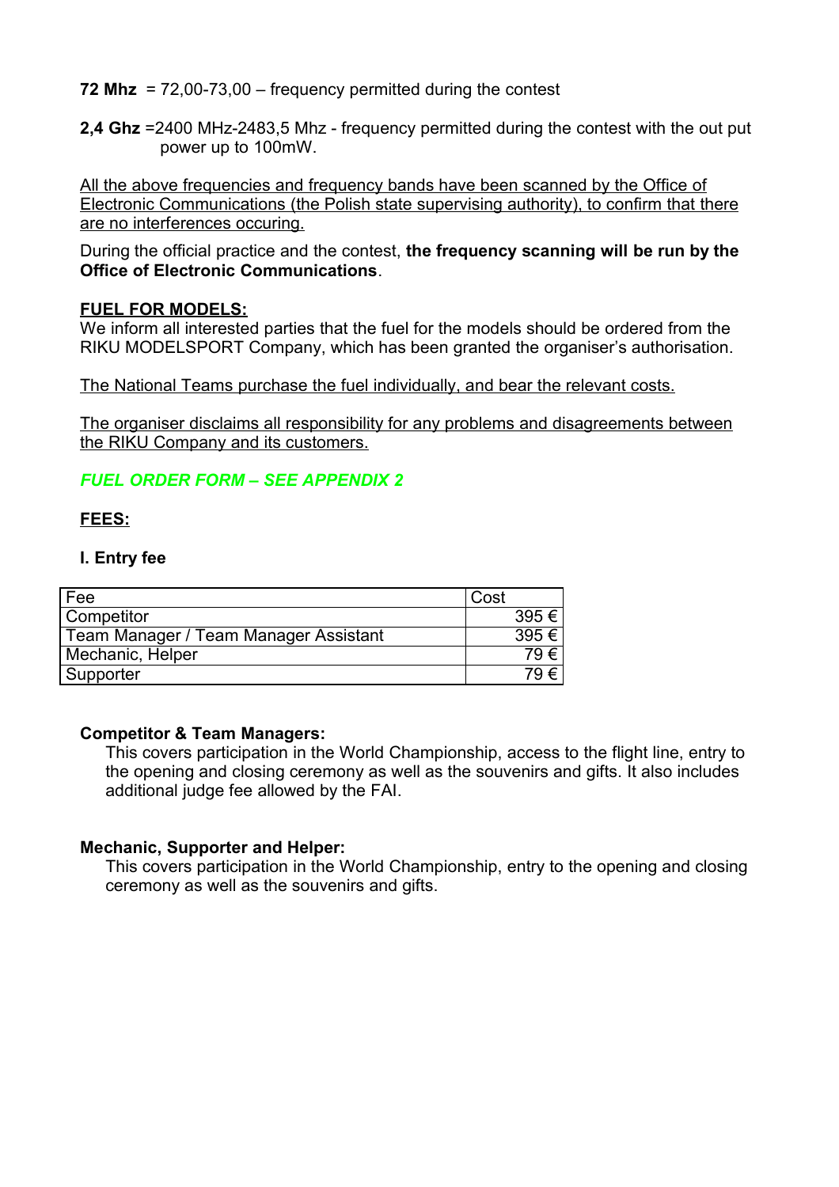**72 Mhz** = 72,00-73,00 – frequency permitted during the contest

**2,4 Ghz** =2400 MHz-2483,5 Mhz - frequency permitted during the contest with the out put power up to 100mW.

All the above frequencies and frequency bands have been scanned by the Office of Electronic Communications (the Polish state supervising authority), to confirm that there are no interferences occuring.

During the official practice and the contest, **the frequency scanning will be run by the Office of Electronic Communications**.

**FUEL FOR MODELS:**

We inform all interested parties that the fuel for the models should be ordered from the RIKU MODELSPORT Company, which has been granted the organiser's authorisation.

The National Teams purchase the fuel individually, and bear the relevant costs.

The organiser disclaims all responsibility for any problems and disagreements between the RIKU Company and its customers.

***FUEL ORDER FORM – SEE APPENDIX 2***

**FEES:**

**I. Entry fee**

| Fee | Cost |
|---|---|
| Competitor | 395 € |
| Team Manager / Team Manager Assistant | 395 € |
| Mechanic, Helper | 79 € |
| Supporter | 79 € |

**Competitor & Team Managers:**

This covers participation in the World Championship, access to the flight line, entry to the opening and closing ceremony as well as the souvenirs and gifts. It also includes additional judge fee allowed by the FAI.

**Mechanic, Supporter and Helper:**

This covers participation in the World Championship, entry to the opening and closing ceremony as well as the souvenirs and gifts.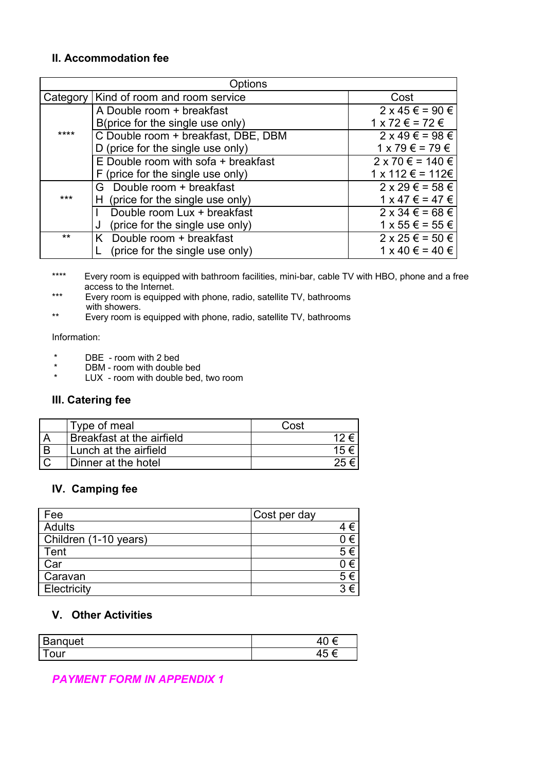### II. Accommodation fee

| Options | | |
|---|---|---|
| Category | Kind of room and room service | Cost |
| **** | A Double room + breakfast<br>B(price for the single use only) | 2 x 45 € = 90 €<br>1 x 72 € = 72 € |
| | C Double room + breakfast, DBE, DBM<br>D (price for the single use only) | 2 x 49 € = 98 €<br>1 x 79 € = 79 € |
| | E Double room with sofa + breakfast<br>F (price for the single use only) | 2 x 70 € = 140 €<br>1 x 112 € = 112€ |
| *** | G Double room + breakfast<br>H (price for the single use only) | 2 x 29 € = 58 €<br>1 x 47 € = 47 € |
| | I Double room Lux + breakfast<br>J (price for the single use only) | 2 x 34 € = 68 €<br>1 x 55 € = 55 € |
| ** | K Double room + breakfast<br>L (price for the single use only) | 2 x 25 € = 50 €<br>1 x 40 € = 40 € |

**** Every room is equipped with bathroom facilities, mini-bar, cable TV with HBO, phone and a free access to the Internet.

*** Every room is equipped with phone, radio, satellite TV, bathrooms with showers.

** Every room is equipped with phone, radio, satellite TV, bathrooms

Information:

* DBE - room with 2 bed
* DBM - room with double bed
* LUX - room with double bed, two room

### III. Catering fee

| | Type of meal | Cost |
|---|---|---|
| A | Breakfast at the airfield | 12 € |
| B | Lunch at the airfield | 15 € |
| C | Dinner at the hotel | 25 € |

### IV. Camping fee

| Fee | Cost per day |
|---|---|
| Adults | 4 € |
| Children (1-10 years) | 0 € |
| Tent | 5 € |
| Car | 0 € |
| Caravan | 5 € |
| Electricity | 3 € |

### V. Other Activities

| | |
|---|---|
| Banquet | 40 € |
| Tour | 45 € |

***PAYMENT FORM IN APPENDIX 1***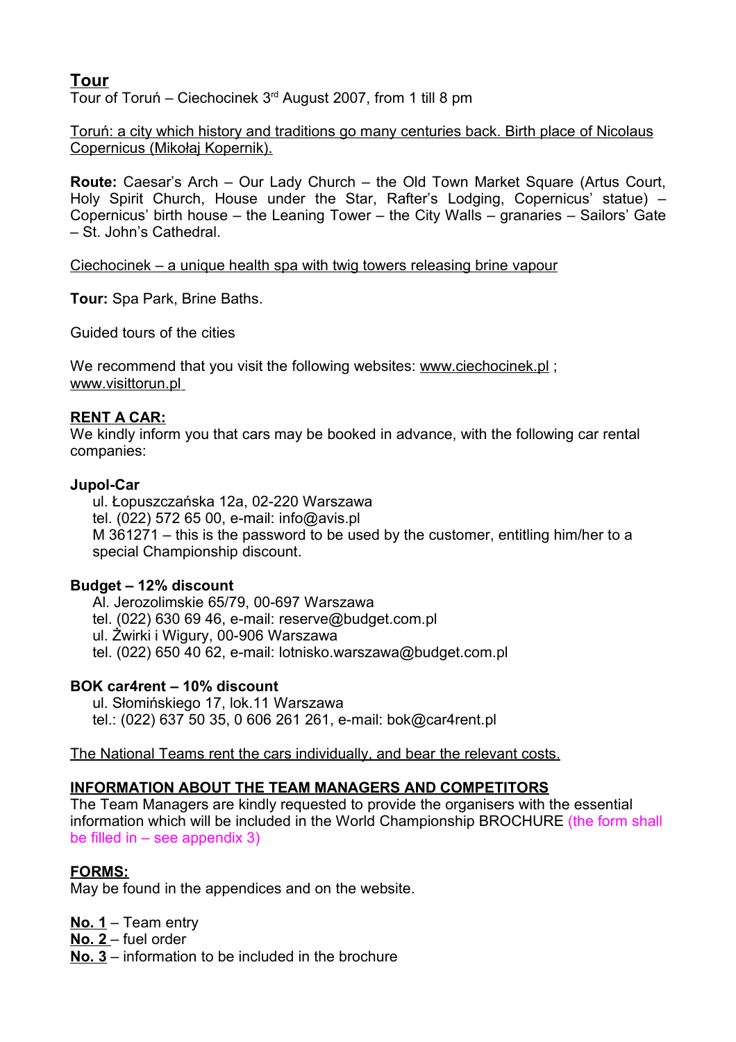## Tour

Tour of Toruń – Ciechocinek 3rd August 2007, from 1 till 8 pm

Toruń: a city which history and traditions go many centuries back. Birth place of Nicolaus Copernicus (Mikołaj Kopernik).

**Route:** Caesar's Arch – Our Lady Church – the Old Town Market Square (Artus Court, Holy Spirit Church, House under the Star, Rafter's Lodging, Copernicus' statue) – Copernicus' birth house – the Leaning Tower – the City Walls – granaries – Sailors' Gate – St. John's Cathedral.

Ciechocinek – a unique health spa with twig towers releasing brine vapour

**Tour:** Spa Park, Brine Baths.

Guided tours of the cities

We recommend that you visit the following websites: www.ciechocinek.pl ; www.visittorun.pl

### RENT A CAR:

We kindly inform you that cars may be booked in advance, with the following car rental companies:

**Jupol-Car**

ul. Łopuszczańska 12a, 02-220 Warszawa
tel. (022) 572 65 00, e-mail: info@avis.pl
M 361271 – this is the password to be used by the customer, entitling him/her to a special Championship discount.

**Budget – 12% discount**

Al. Jerozolimskie 65/79, 00-697 Warszawa
tel. (022) 630 69 46, e-mail: reserve@budget.com.pl
ul. Żwirki i Wigury, 00-906 Warszawa
tel. (022) 650 40 62, e-mail: lotnisko.warszawa@budget.com.pl

**BOK car4rent – 10% discount**

ul. Słomińskiego 17, lok.11 Warszawa
tel.: (022) 637 50 35, 0 606 261 261, e-mail: bok@car4rent.pl

The National Teams rent the cars individually, and bear the relevant costs.

### INFORMATION ABOUT THE TEAM MANAGERS AND COMPETITORS

The Team Managers are kindly requested to provide the organisers with the essential information which will be included in the World Championship BROCHURE (the form shall be filled in – see appendix 3)

### FORMS:

May be found in the appendices and on the website.

**No. 1** – Team entry
**No. 2** – fuel order
**No. 3** – information to be included in the brochure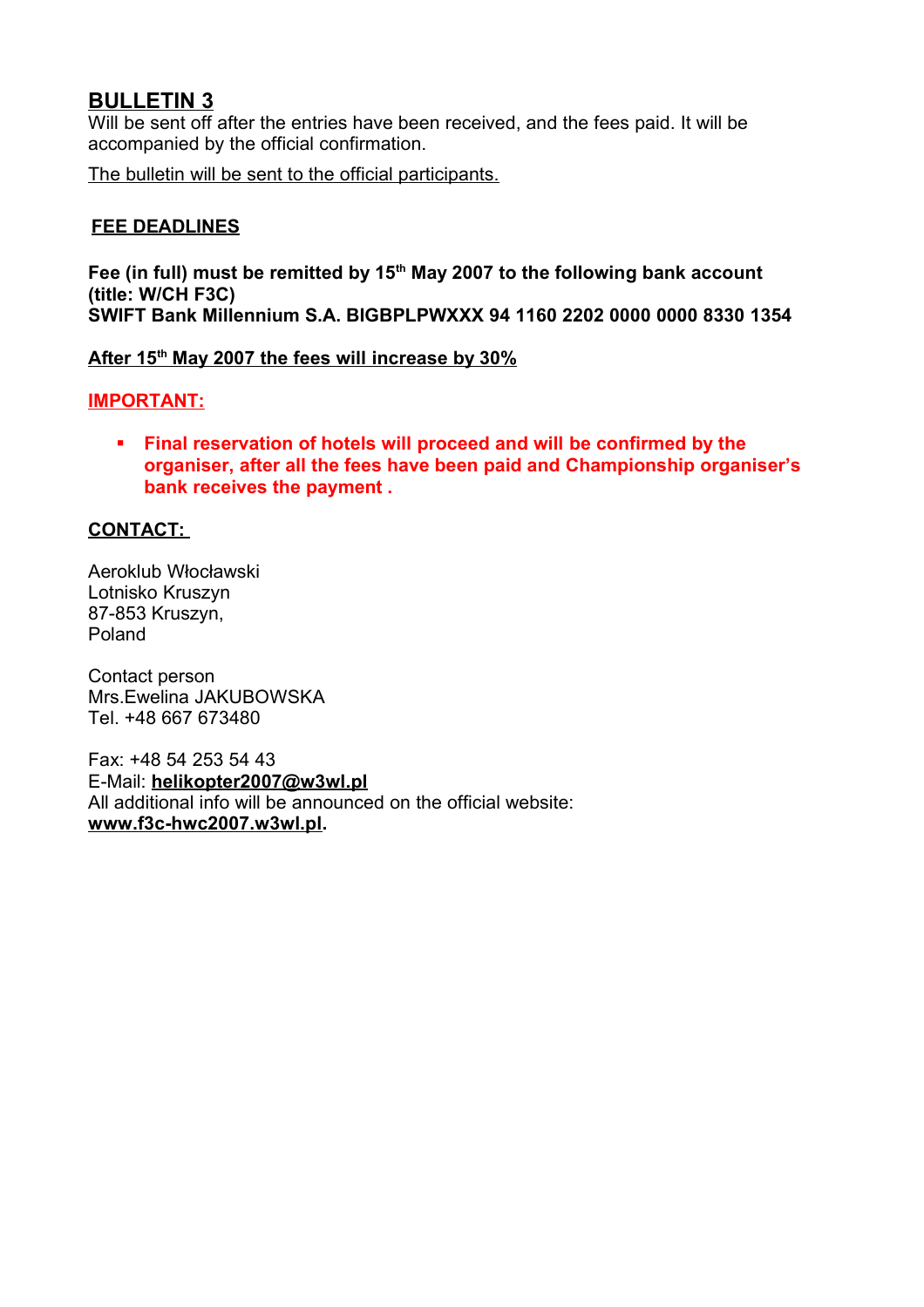## BULLETIN 3

Will be sent off after the entries have been received, and the fees paid. It will be accompanied by the official confirmation.

The bulletin will be sent to the official participants.

### FEE DEADLINES

**Fee (in full) must be remitted by 15th May 2007 to the following bank account (title: W/CH F3C)**
**SWIFT Bank Millennium S.A. BIGBPLPWXXX 94 1160 2202 0000 0000 8330 1354**

**After 15th May 2007 the fees will increase by 30%**

**IMPORTANT:**

- **Final reservation of hotels will proceed and will be confirmed by the organiser, after all the fees have been paid and Championship organiser's bank receives the payment .**

**CONTACT:**

Aeroklub Włocławski
Lotnisko Kruszyn
87-853 Kruszyn,
Poland

Contact person
Mrs.Ewelina JAKUBOWSKA
Tel. +48 667 673480

Fax: +48 54 253 54 43
E-Mail: **helikopter2007@w3wl.pl**
All additional info will be announced on the official website:
**www.f3c-hwc2007.w3wl.pl**.